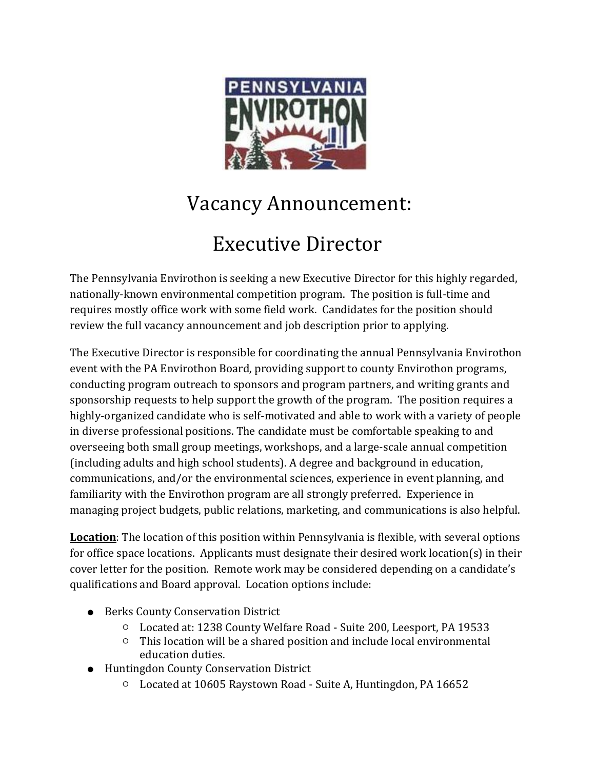# Vacancy Announcement:

# Executive Director

The Pennsylvania Envirothon is seeking a new Executive Director for this highly regarded, nationally-known environmental competition program. The position is full-time and requires mostly office work with some field work. Candidates for the position should review the full vacancy announcement and job description prior to applying.

The Executive Director is responsible for coordinating the annual Pennsylvania Envirothon event with the PA Envirothon Board, providing support to county Envirothon programs, conducting program outreach to sponsors and program partners, and writing grants and sponsorship requests to help support the growth of the program. The position requires a highly-organized candidate who is self-motivated and able to work with a variety of people in diverse professional positions. The candidate must be comfortable speaking to and overseeing both small group meetings, workshops, and a large-scale annual competition (including adults and high school students). A degree and background in education, communications, and/or the environmental sciences, experience in event planning, and familiarity with the Envirothon program are all strongly preferred. Experience in managing project budgets, public relations, marketing, and communications is also helpful.

**Location**: The location of this position within Pennsylvania is flexible, with several options for office space locations. Applicants must designate their desired work location(s) in their cover letter for the position. Remote work may be considered depending on a candidate's qualifications and Board approval. Location options include:

- Berks County Conservation District
    - Located at: 1238 County Welfare Road - Suite 200, Leesport, PA 19533
    - This location will be a shared position and include local environmental education duties.
- Huntingdon County Conservation District
    - Located at 10605 Raystown Road - Suite A, Huntingdon, PA 16652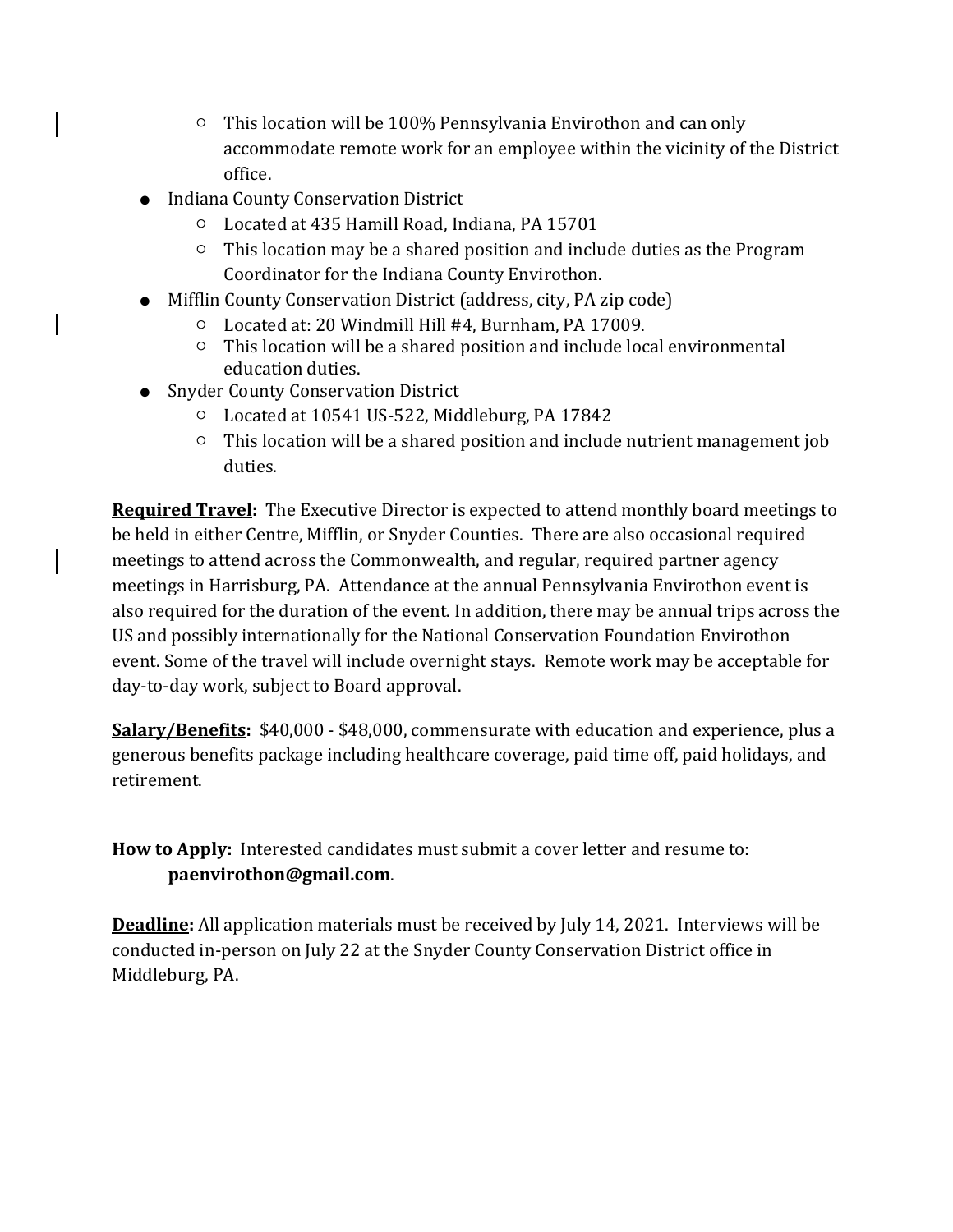- This location will be 100% Pennsylvania Envirothon and can only accommodate remote work for an employee within the vicinity of the District office.
- Indiana County Conservation District
    - Located at 435 Hamill Road, Indiana, PA 15701
    - This location may be a shared position and include duties as the Program Coordinator for the Indiana County Envirothon.
- Mifflin County Conservation District (address, city, PA zip code)
    - Located at: 20 Windmill Hill #4, Burnham, PA 17009.
    - This location will be a shared position and include local environmental education duties.
- Snyder County Conservation District
    - Located at 10541 US-522, Middleburg, PA 17842
    - This location will be a shared position and include nutrient management job duties.

**Required Travel:** The Executive Director is expected to attend monthly board meetings to be held in either Centre, Mifflin, or Snyder Counties. There are also occasional required meetings to attend across the Commonwealth, and regular, required partner agency meetings in Harrisburg, PA. Attendance at the annual Pennsylvania Envirothon event is also required for the duration of the event. In addition, there may be annual trips across the US and possibly internationally for the National Conservation Foundation Envirothon event. Some of the travel will include overnight stays. Remote work may be acceptable for day-to-day work, subject to Board approval.

**Salary/Benefits:** $40,000 - $48,000, commensurate with education and experience, plus a generous benefits package including healthcare coverage, paid time off, paid holidays, and retirement.

**How to Apply:** Interested candidates must submit a cover letter and resume to: **paenvirothon@gmail.com**.

**Deadline:** All application materials must be received by July 14, 2021. Interviews will be conducted in-person on July 22 at the Snyder County Conservation District office in Middleburg, PA.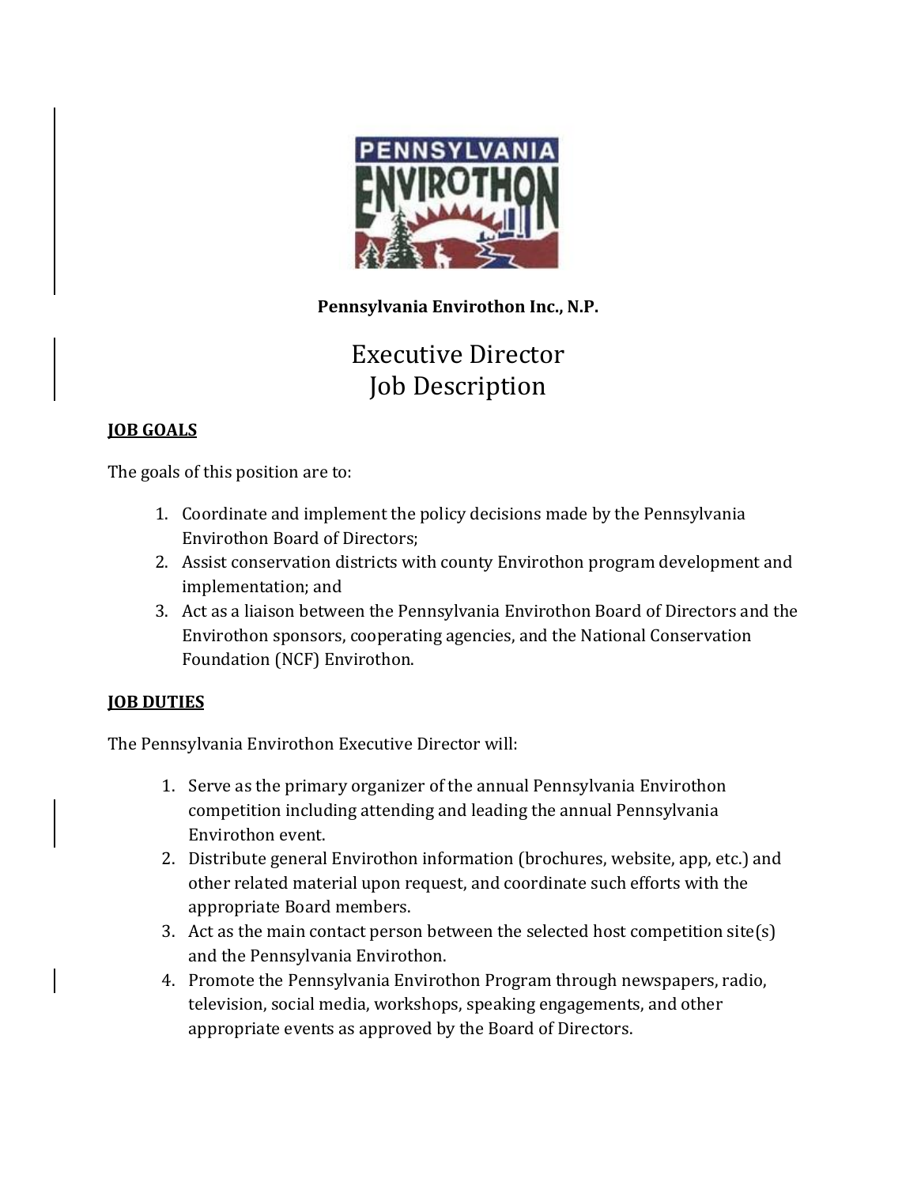**Pennsylvania Envirothon Inc., N.P.**

# Executive Director
# Job Description

## JOB GOALS

The goals of this position are to:

1. Coordinate and implement the policy decisions made by the Pennsylvania Envirothon Board of Directors;
2. Assist conservation districts with county Envirothon program development and implementation; and
3. Act as a liaison between the Pennsylvania Envirothon Board of Directors and the Envirothon sponsors, cooperating agencies, and the National Conservation Foundation (NCF) Envirothon.

## JOB DUTIES

The Pennsylvania Envirothon Executive Director will:

1. Serve as the primary organizer of the annual Pennsylvania Envirothon competition including attending and leading the annual Pennsylvania Envirothon event.
2. Distribute general Envirothon information (brochures, website, app, etc.) and other related material upon request, and coordinate such efforts with the appropriate Board members.
3. Act as the main contact person between the selected host competition site(s) and the Pennsylvania Envirothon.
4. Promote the Pennsylvania Envirothon Program through newspapers, radio, television, social media, workshops, speaking engagements, and other appropriate events as approved by the Board of Directors.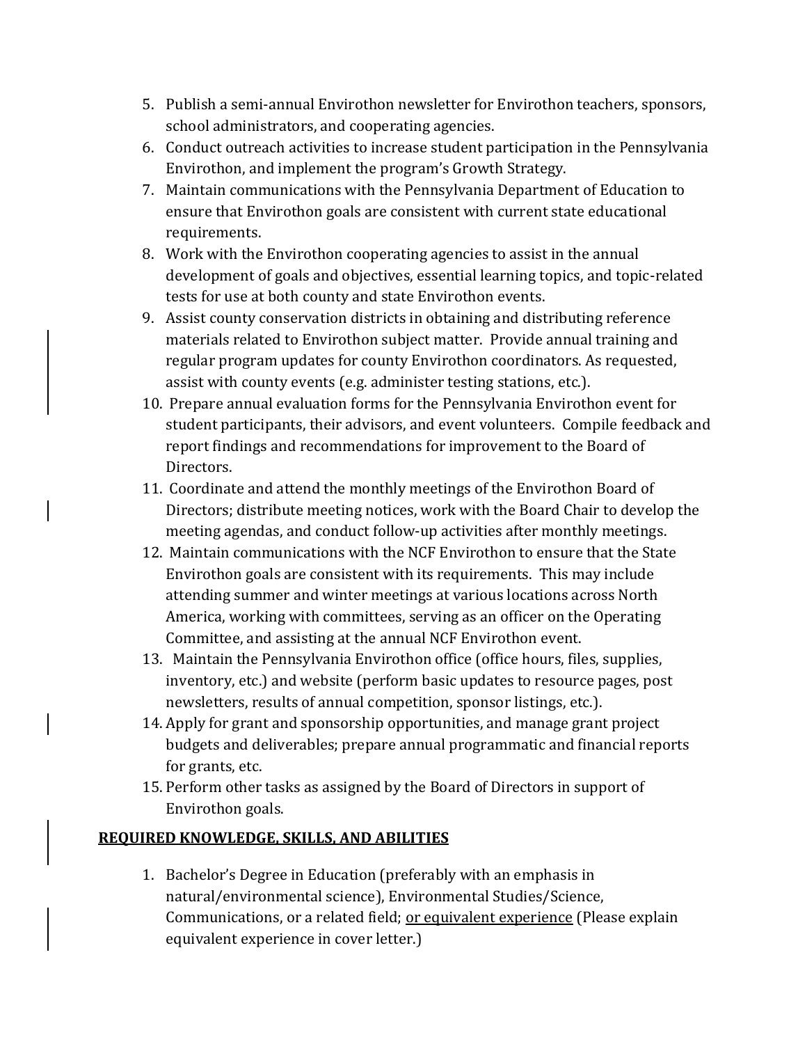5. Publish a semi-annual Envirothon newsletter for Envirothon teachers, sponsors, school administrators, and cooperating agencies.
6. Conduct outreach activities to increase student participation in the Pennsylvania Envirothon, and implement the program's Growth Strategy.
7. Maintain communications with the Pennsylvania Department of Education to ensure that Envirothon goals are consistent with current state educational requirements.
8. Work with the Envirothon cooperating agencies to assist in the annual development of goals and objectives, essential learning topics, and topic-related tests for use at both county and state Envirothon events.
9. Assist county conservation districts in obtaining and distributing reference materials related to Envirothon subject matter. Provide annual training and regular program updates for county Envirothon coordinators. As requested, assist with county events (e.g. administer testing stations, etc.).
10. Prepare annual evaluation forms for the Pennsylvania Envirothon event for student participants, their advisors, and event volunteers. Compile feedback and report findings and recommendations for improvement to the Board of Directors.
11. Coordinate and attend the monthly meetings of the Envirothon Board of Directors; distribute meeting notices, work with the Board Chair to develop the meeting agendas, and conduct follow-up activities after monthly meetings.
12. Maintain communications with the NCF Envirothon to ensure that the State Envirothon goals are consistent with its requirements. This may include attending summer and winter meetings at various locations across North America, working with committees, serving as an officer on the Operating Committee, and assisting at the annual NCF Envirothon event.
13. Maintain the Pennsylvania Envirothon office (office hours, files, supplies, inventory, etc.) and website (perform basic updates to resource pages, post newsletters, results of annual competition, sponsor listings, etc.).
14. Apply for grant and sponsorship opportunities, and manage grant project budgets and deliverables; prepare annual programmatic and financial reports for grants, etc.
15. Perform other tasks as assigned by the Board of Directors in support of Envirothon goals.

## REQUIRED KNOWLEDGE, SKILLS, AND ABILITIES

1. Bachelor's Degree in Education (preferably with an emphasis in natural/environmental science), Environmental Studies/Science, Communications, or a related field; <u>or equivalent experience</u> (Please explain equivalent experience in cover letter.)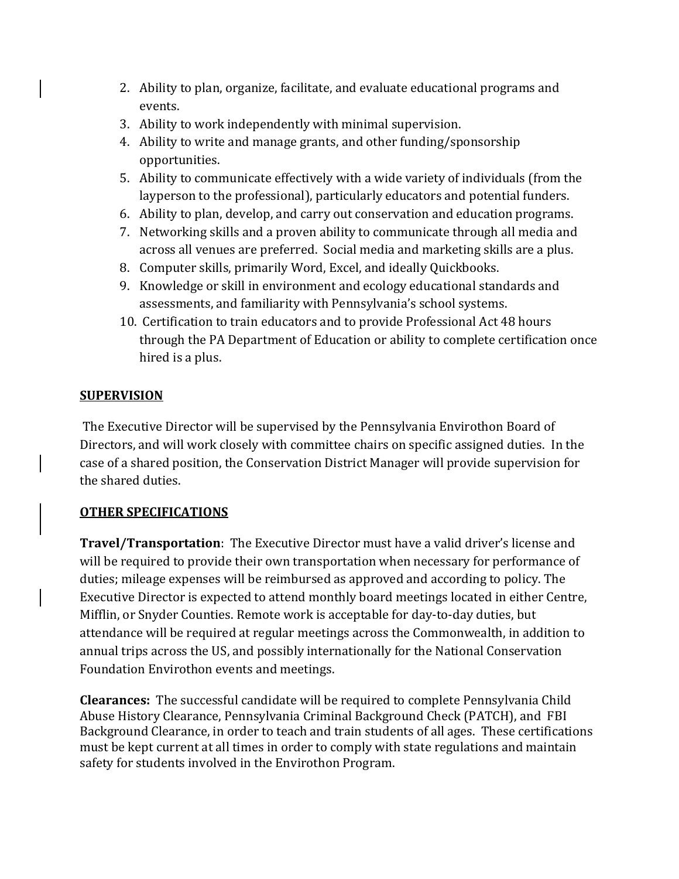2. Ability to plan, organize, facilitate, and evaluate educational programs and events.
3. Ability to work independently with minimal supervision.
4. Ability to write and manage grants, and other funding/sponsorship opportunities.
5. Ability to communicate effectively with a wide variety of individuals (from the layperson to the professional), particularly educators and potential funders.
6. Ability to plan, develop, and carry out conservation and education programs.
7. Networking skills and a proven ability to communicate through all media and across all venues are preferred. Social media and marketing skills are a plus.
8. Computer skills, primarily Word, Excel, and ideally Quickbooks.
9. Knowledge or skill in environment and ecology educational standards and assessments, and familiarity with Pennsylvania's school systems.
10. Certification to train educators and to provide Professional Act 48 hours through the PA Department of Education or ability to complete certification once hired is a plus.

**SUPERVISION**

The Executive Director will be supervised by the Pennsylvania Envirothon Board of Directors, and will work closely with committee chairs on specific assigned duties. In the case of a shared position, the Conservation District Manager will provide supervision for the shared duties.

**OTHER SPECIFICATIONS**

**Travel/Transportation**: The Executive Director must have a valid driver's license and will be required to provide their own transportation when necessary for performance of duties; mileage expenses will be reimbursed as approved and according to policy. The Executive Director is expected to attend monthly board meetings located in either Centre, Mifflin, or Snyder Counties. Remote work is acceptable for day-to-day duties, but attendance will be required at regular meetings across the Commonwealth, in addition to annual trips across the US, and possibly internationally for the National Conservation Foundation Envirothon events and meetings.

**Clearances:** The successful candidate will be required to complete Pennsylvania Child Abuse History Clearance, Pennsylvania Criminal Background Check (PATCH), and FBI Background Clearance, in order to teach and train students of all ages. These certifications must be kept current at all times in order to comply with state regulations and maintain safety for students involved in the Envirothon Program.